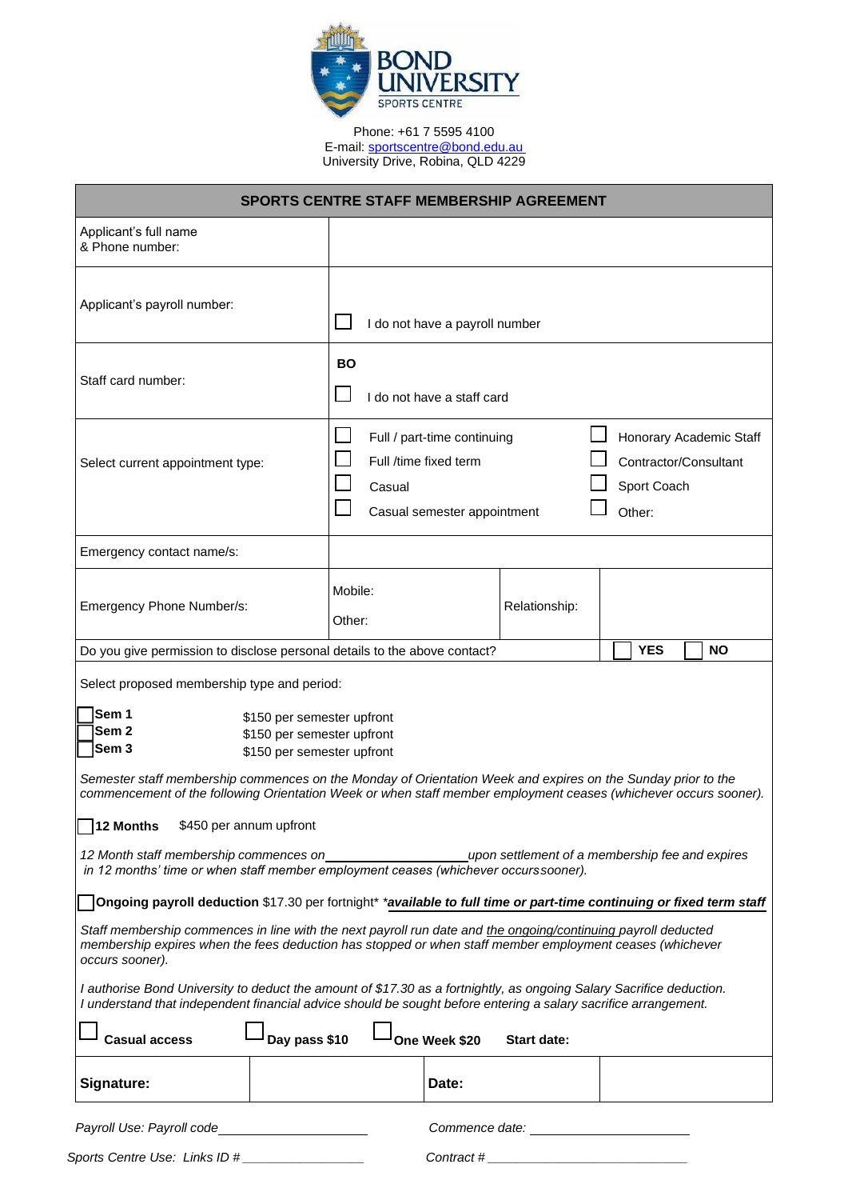Phone: +61 7 5595 4100
E-mail: sportscentre@bond.edu.au
University Drive, Robina, QLD 4229

## SPORTS CENTRE STAFF MEMBERSHIP AGREEMENT

| | |
|---|---|
| Applicant's full name & Phone number: | |
| Applicant's payroll number: | ☐ I do not have a payroll number |
| Staff card number: | **BO** ☐ I do not have a staff card |
| Select current appointment type: | ☐ Full / part-time continuing ☐ Full /time fixed term ☐ Casual ☐ Casual semester appointment ☐ Honorary Academic Staff ☐ Contractor/Consultant ☐ Sport Coach ☐ Other: |
| Emergency contact name/s: | |

| | | | |
|---|---|---|---|
| Emergency Phone Number/s: | Mobile: Other: | Relationship: | |
| Do you give permission to disclose personal details to the above contact? | | | ☐ **YES** ☐ **NO** |

Select proposed membership type and period:

☐ **Sem 1** $150 per semester upfront
☐ **Sem 2** $150 per semester upfront
☐ **Sem 3** $150 per semester upfront

*Semester staff membership commences on the Monday of Orientation Week and expires on the Sunday prior to the commencement of the following Orientation Week or when staff member employment ceases (whichever occurs sooner).*

☐ **12 Months** $450 per annum upfront

*12 Month staff membership commences on\_\_\_\_\_\_\_\_\_\_\_\_\_\_\_\_\_\_\_\_upon settlement of a membership fee and expires in 12 months' time or when staff member employment ceases (whichever occurssooner).*

☐ **Ongoing payroll deduction** $17.30 per fortnight\* *\****available to full time or part-time continuing or fixed term staff***

*Staff membership commences in line with the next payroll run date and the ongoing/continuing payroll deducted membership expires when the fees deduction has stopped or when staff member employment ceases (whichever occurs sooner).*

*I authorise Bond University to deduct the amount of $17.30 as a fortnightly, as ongoing Salary Sacrifice deduction. I understand that independent financial advice should be sought before entering a salary sacrifice arrangement.*

☐ **Casual access** ☐ **Day pass $10** ☐ **One Week $20** **Start date:**

| **Signature:** | | **Date:** | |
|---|---|---|---|

*Payroll Use: Payroll code*\_\_\_\_\_\_\_\_\_\_\_\_\_\_\_\_\_\_\_\_ *Commence date:* \_\_\_\_\_\_\_\_\_\_\_\_\_\_\_\_\_\_\_\_

*Sports Centre Use: Links ID #* \_\_\_\_\_\_\_\_\_\_\_\_\_\_\_\_\_\_ *Contract #* \_\_\_\_\_\_\_\_\_\_\_\_\_\_\_\_\_\_\_\_\_\_\_\_\_\_\_\_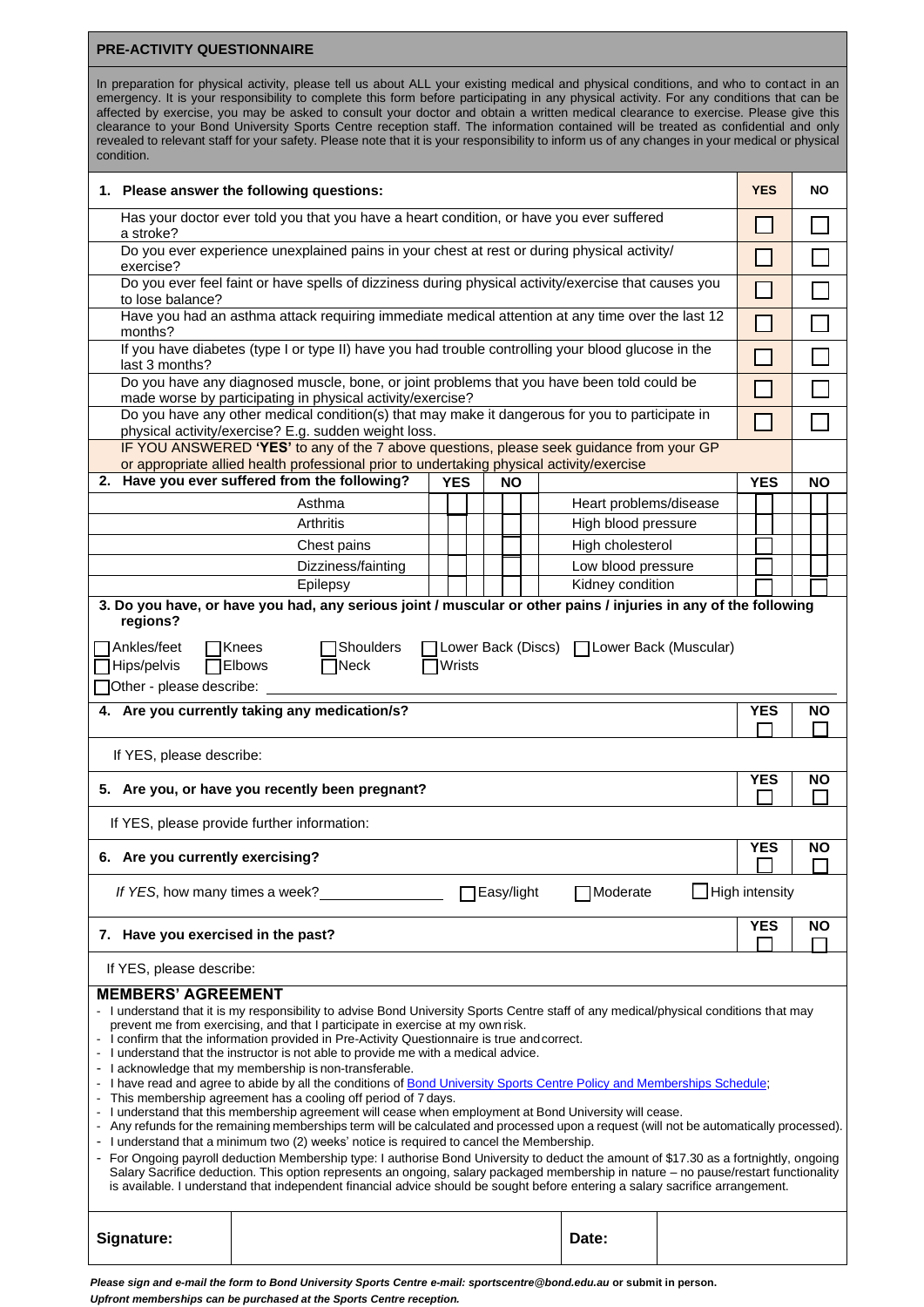## PRE-ACTIVITY QUESTIONNAIRE

In preparation for physical activity, please tell us about ALL your existing medical and physical conditions, and who to contact in an emergency. It is your responsibility to complete this form before participating in any physical activity. For any conditions that can be affected by exercise, you may be asked to consult your doctor and obtain a written medical clearance to exercise. Please give this clearance to your Bond University Sports Centre reception staff. The information contained will be treated as confidential and only revealed to relevant staff for your safety. Please note that it is your responsibility to inform us of any changes in your medical or physical condition.

| 1. Please answer the following questions: | YES | NO |
|---|---|---|
| Has your doctor ever told you that you have a heart condition, or have you ever suffered a stroke? | ☐ | ☐ |
| Do you ever experience unexplained pains in your chest at rest or during physical activity/exercise? | ☐ | ☐ |
| Do you ever feel faint or have spells of dizziness during physical activity/exercise that causes you to lose balance? | ☐ | ☐ |
| Have you had an asthma attack requiring immediate medical attention at any time over the last 12 months? | ☐ | ☐ |
| If you have diabetes (type I or type II) have you had trouble controlling your blood glucose in the last 3 months? | ☐ | ☐ |
| Do you have any diagnosed muscle, bone, or joint problems that you have been told could be made worse by participating in physical activity/exercise? | ☐ | ☐ |
| Do you have any other medical condition(s) that may make it dangerous for you to participate in physical activity/exercise? E.g. sudden weight loss. | ☐ | ☐ |
| IF YOU ANSWERED **'YES'** to any of the 7 above questions, please seek guidance from your GP or appropriate allied health professional prior to undertaking physical activity/exercise | | |

| 2. Have you ever suffered from the following? | YES | NO | | YES | NO |
|---|---|---|---|---|---|
| Asthma | ☐ | ☐ | Heart problems/disease | ☐ | ☐ |
| Arthritis | ☐ | ☐ | High blood pressure | ☐ | ☐ |
| Chest pains | ☐ | ☐ | High cholesterol | ☐ | ☐ |
| Dizziness/fainting | ☐ | ☐ | Low blood pressure | ☐ | ☐ |
| Epilepsy | ☐ | ☐ | Kidney condition | ☐ | ☐ |

**3. Do you have, or have you had, any serious joint / muscular or other pains / injuries in any of the following regions?**

☐ Ankles/feet ☐ Knees ☐ Shoulders ☐ Lower Back (Discs) ☐ Lower Back (Muscular)
☐ Hips/pelvis ☐ Elbows ☐ Neck ☐ Wrists
☐ Other - please describe: ____________

**4. Are you currently taking any medication/s?** YES ☐ NO ☐

If YES, please describe:

**5. Are you, or have you recently been pregnant?** YES ☐ NO ☐

If YES, please provide further information:

**6. Are you currently exercising?** YES ☐ NO ☐

*If YES*, how many times a week? ____________ ☐ Easy/light ☐ Moderate ☐ High intensity

**7. Have you exercised in the past?** YES ☐ NO ☐

If YES, please describe:

### MEMBERS' AGREEMENT

- I understand that it is my responsibility to advise Bond University Sports Centre staff of any medical/physical conditions that may prevent me from exercising, and that I participate in exercise at my own risk.
- I confirm that the information provided in Pre-Activity Questionnaire is true and correct.
- I understand that the instructor is not able to provide me with a medical advice.
- I acknowledge that my membership is non-transferable.
- I have read and agree to abide by all the conditions of Bond University Sports Centre Policy and Memberships Schedule;
- This membership agreement has a cooling off period of 7 days.
- I understand that this membership agreement will cease when employment at Bond University will cease.
- Any refunds for the remaining memberships term will be calculated and processed upon a request (will not be automatically processed).
- I understand that a minimum two (2) weeks' notice is required to cancel the Membership.
- For Ongoing payroll deduction Membership type: I authorise Bond University to deduct the amount of $17.30 as a fortnightly, ongoing Salary Sacrifice deduction. This option represents an ongoing, salary packaged membership in nature – no pause/restart functionality is available. I understand that independent financial advice should be sought before entering a salary sacrifice arrangement.

| | | | |
|---|---|---|---|
| **Signature:** | | **Date:** | |

***Please sign and e-mail the form to Bond University Sports Centre e-mail: sportscentre@bond.edu.au* or submit in person.**

***Upfront memberships can be purchased at the Sports Centre reception.***